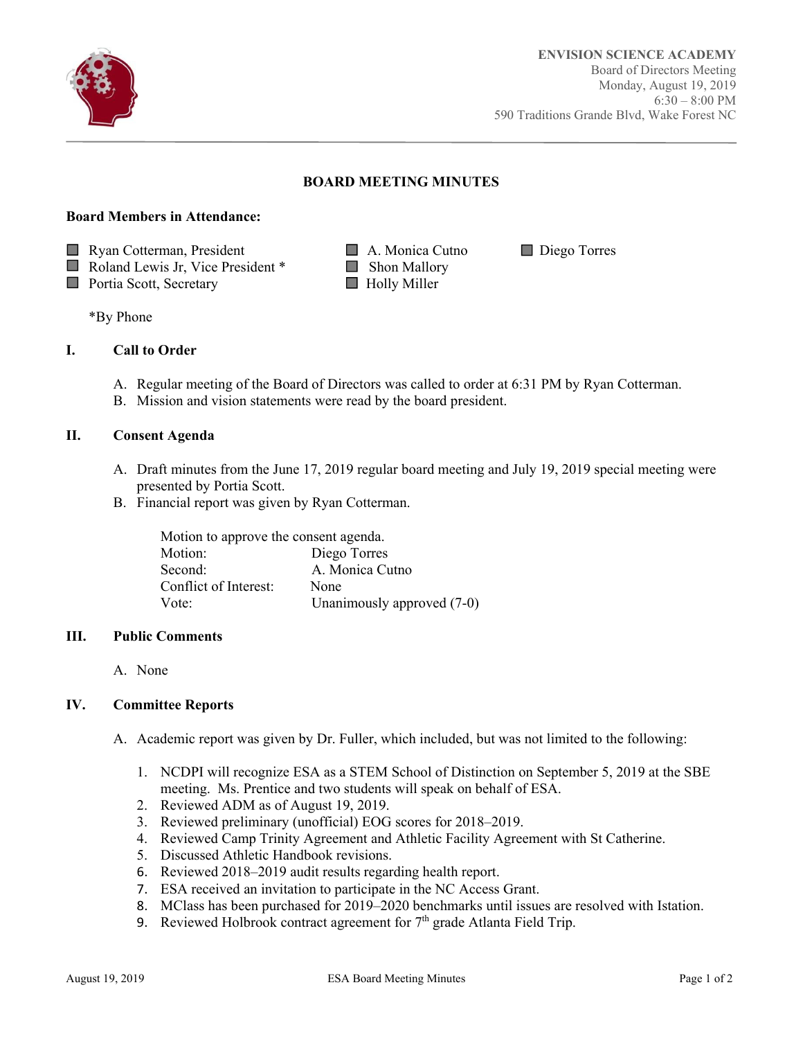**ENVISION SCIENCE ACADEMY**
Board of Directors Meeting
Monday, August 19, 2019
6:30 – 8:00 PM
590 Traditions Grande Blvd, Wake Forest NC

## BOARD MEETING MINUTES

**Board Members in Attendance:**

- Ryan Cotterman, President
- Roland Lewis Jr, Vice President *
- Portia Scott, Secretary
- A. Monica Cutno
- Shon Mallory
- Holly Miller
- Diego Torres

*By Phone

### I. Call to Order

A. Regular meeting of the Board of Directors was called to order at 6:31 PM by Ryan Cotterman.
B. Mission and vision statements were read by the board president.

### II. Consent Agenda

A. Draft minutes from the June 17, 2019 regular board meeting and July 19, 2019 special meeting were presented by Portia Scott.
B. Financial report was given by Ryan Cotterman.

Motion to approve the consent agenda.

| | |
|---|---|
| Motion: | Diego Torres |
| Second: | A. Monica Cutno |
| Conflict of Interest: | None |
| Vote: | Unanimously approved (7-0) |

### III. Public Comments

A. None

### IV. Committee Reports

A. Academic report was given by Dr. Fuller, which included, but was not limited to the following:

1. NCDPI will recognize ESA as a STEM School of Distinction on September 5, 2019 at the SBE meeting. Ms. Prentice and two students will speak on behalf of ESA.
2. Reviewed ADM as of August 19, 2019.
3. Reviewed preliminary (unofficial) EOG scores for 2018–2019.
4. Reviewed Camp Trinity Agreement and Athletic Facility Agreement with St Catherine.
5. Discussed Athletic Handbook revisions.
6. Reviewed 2018–2019 audit results regarding health report.
7. ESA received an invitation to participate in the NC Access Grant.
8. MClass has been purchased for 2019–2020 benchmarks until issues are resolved with Istation.
9. Reviewed Holbrook contract agreement for 7th grade Atlanta Field Trip.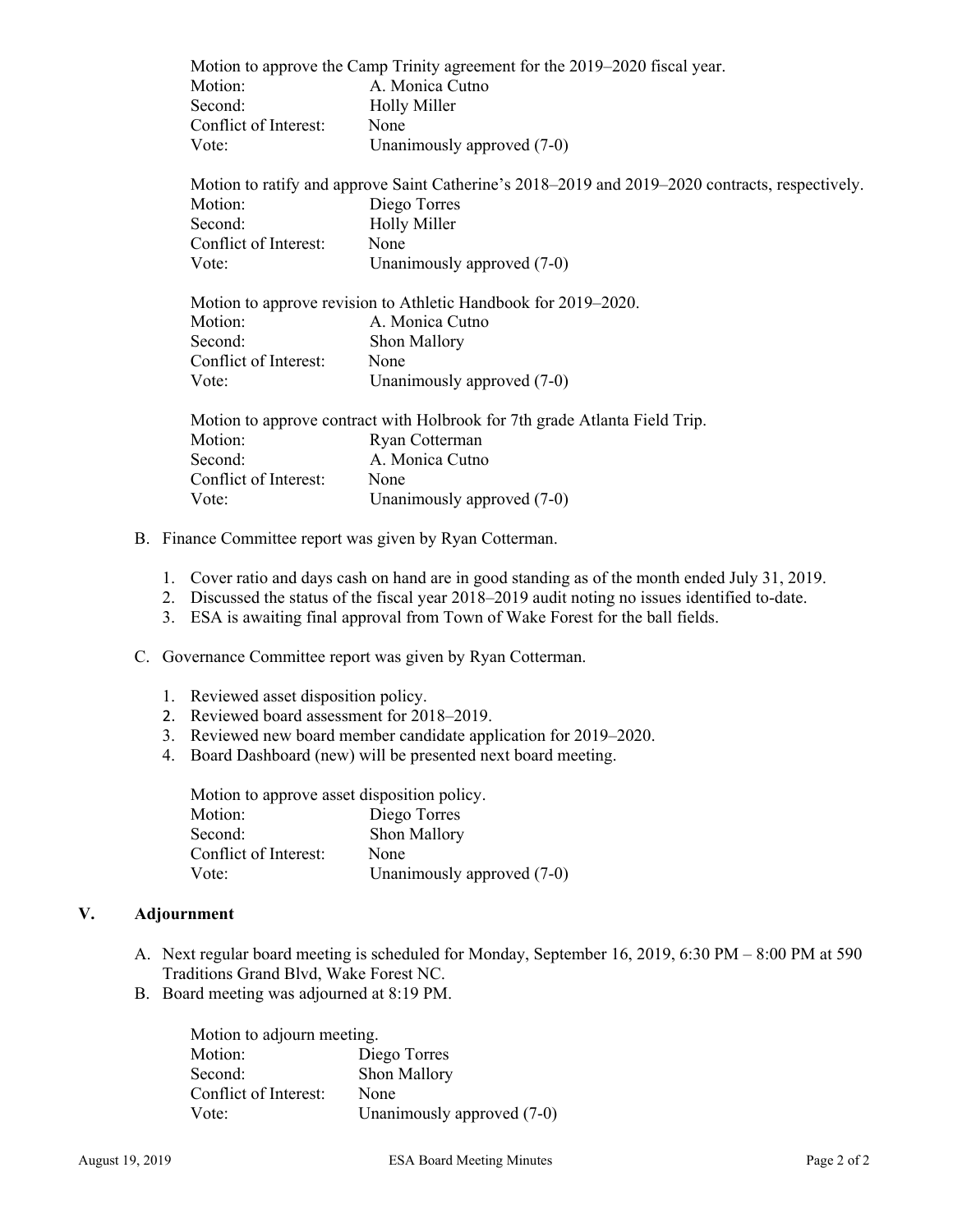Motion to approve the Camp Trinity agreement for the 2019–2020 fiscal year.

| | |
|---|---|
| Motion: | A. Monica Cutno |
| Second: | Holly Miller |
| Conflict of Interest: | None |
| Vote: | Unanimously approved (7-0) |

Motion to ratify and approve Saint Catherine's 2018–2019 and 2019–2020 contracts, respectively.

| | |
|---|---|
| Motion: | Diego Torres |
| Second: | Holly Miller |
| Conflict of Interest: | None |
| Vote: | Unanimously approved (7-0) |

Motion to approve revision to Athletic Handbook for 2019–2020.

| | |
|---|---|
| Motion: | A. Monica Cutno |
| Second: | Shon Mallory |
| Conflict of Interest: | None |
| Vote: | Unanimously approved (7-0) |

Motion to approve contract with Holbrook for 7th grade Atlanta Field Trip.

| | |
|---|---|
| Motion: | Ryan Cotterman |
| Second: | A. Monica Cutno |
| Conflict of Interest: | None |
| Vote: | Unanimously approved (7-0) |

B. Finance Committee report was given by Ryan Cotterman.

1. Cover ratio and days cash on hand are in good standing as of the month ended July 31, 2019.
2. Discussed the status of the fiscal year 2018–2019 audit noting no issues identified to-date.
3. ESA is awaiting final approval from Town of Wake Forest for the ball fields.

C. Governance Committee report was given by Ryan Cotterman.

1. Reviewed asset disposition policy.
2. Reviewed board assessment for 2018–2019.
3. Reviewed new board member candidate application for 2019–2020.
4. Board Dashboard (new) will be presented next board meeting.

Motion to approve asset disposition policy.

| | |
|---|---|
| Motion: | Diego Torres |
| Second: | Shon Mallory |
| Conflict of Interest: | None |
| Vote: | Unanimously approved (7-0) |

## V. Adjournment

A. Next regular board meeting is scheduled for Monday, September 16, 2019, 6:30 PM – 8:00 PM at 590 Traditions Grand Blvd, Wake Forest NC.

B. Board meeting was adjourned at 8:19 PM.

Motion to adjourn meeting.

| | |
|---|---|
| Motion: | Diego Torres |
| Second: | Shon Mallory |
| Conflict of Interest: | None |
| Vote: | Unanimously approved (7-0) |